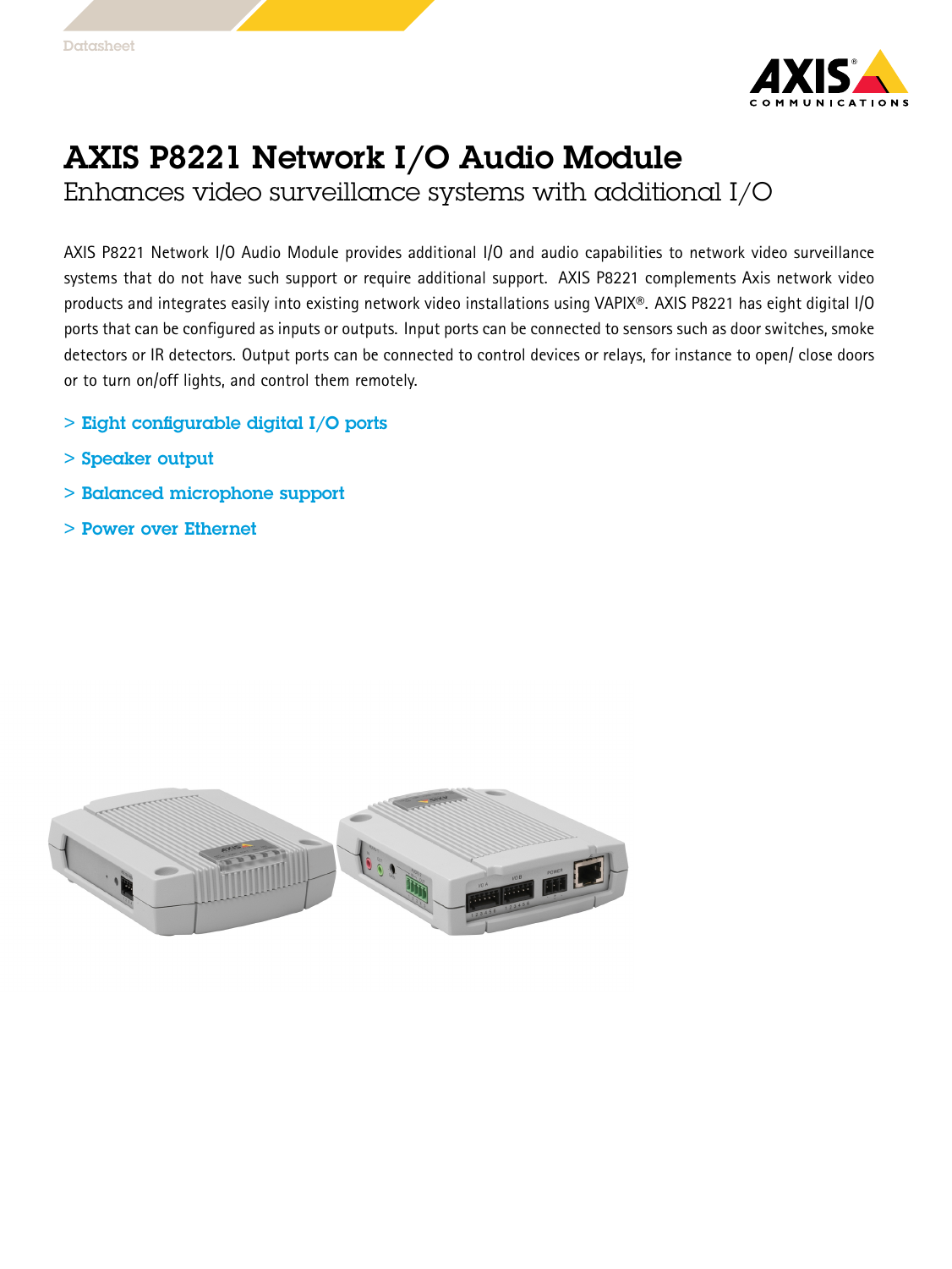# AXIS P8221 Network I/O Audio Module

## Enhances video surveillance systems with additional I/O

AXIS P8221 Network I/O Audio Module provides additional I/O and audio capabilities to network video surveillance systems that do not have such support or require additional support. AXIS P8221 complements Axis network video products and integrates easily into existing network video installations using VAPIX®. AXIS P8221 has eight digital I/O ports that can be configured as inputs or outputs. Input ports can be connected to sensors such as door switches, smoke detectors or IR detectors. Output ports can be connected to control devices or relays, for instance to open/ close doors or to turn on/off lights, and control them remotely.

- > Eight configurable digital I/O ports
- > Speaker output
- > Balanced microphone support
- > Power over Ethernet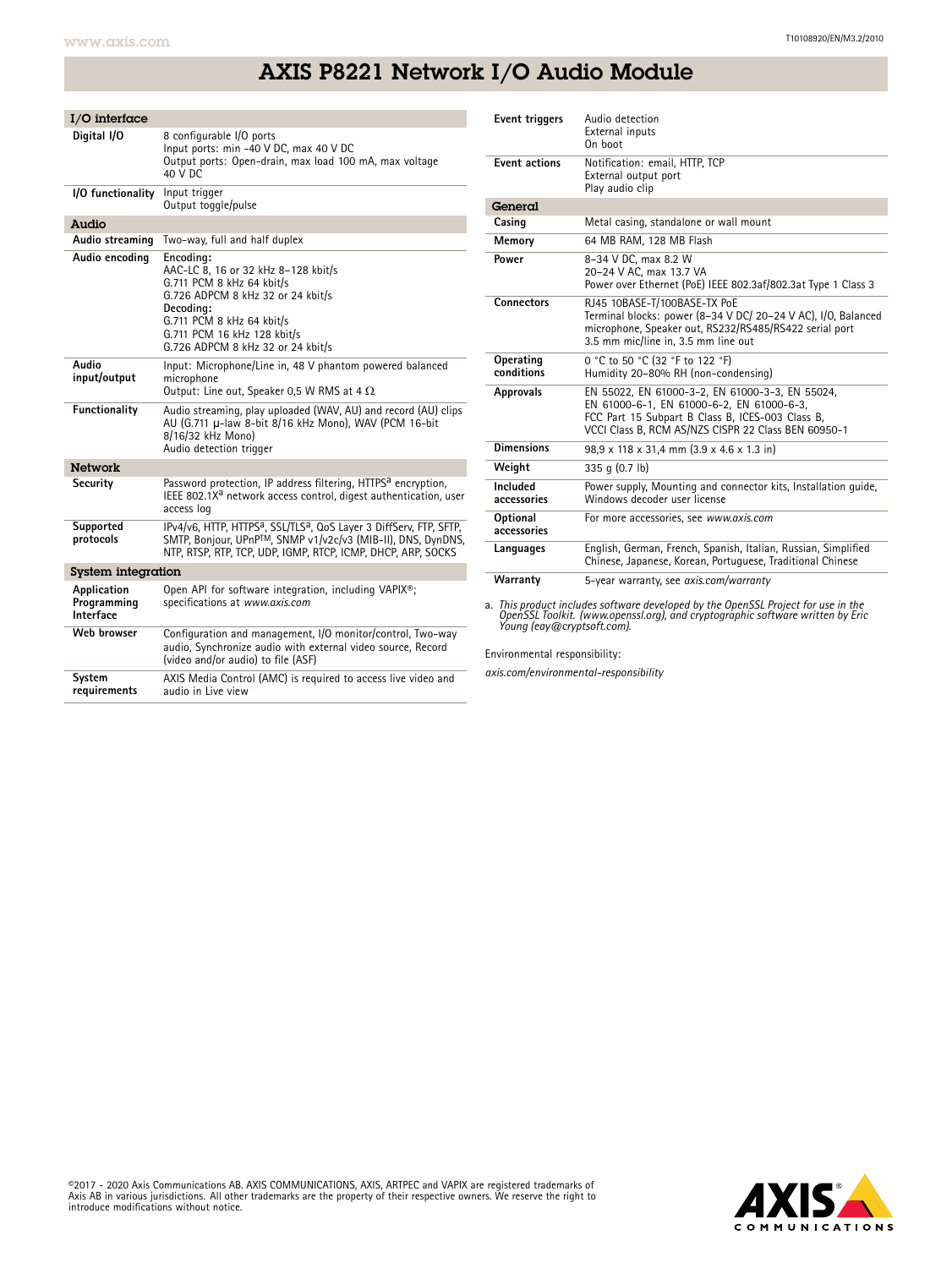# AXIS P8221 Network I/O Audio Module

| | |
|---|---|
| **I/O interface** | |
| **Digital I/O** | 8 configurable I/O ports<br>Input ports: min -40 V DC, max 40 V DC<br>Output ports: Open-drain, max load 100 mA, max voltage 40 V DC |
| **I/O functionality** | Input trigger<br>Output toggle/pulse |
| **Audio** | |
| **Audio streaming** | Two-way, full and half duplex |
| **Audio encoding** | **Encoding:**<br>AAC-LC 8, 16 or 32 kHz 8–128 kbit/s<br>G.711 PCM 8 kHz 64 kbit/s<br>G.726 ADPCM 8 kHz 32 or 24 kbit/s<br>**Decoding:**<br>G.711 PCM 8 kHz 64 kbit/s<br>G.711 PCM 16 kHz 128 kbit/s<br>G.726 ADPCM 8 kHz 32 or 24 kbit/s |
| **Audio input/output** | Input: Microphone/Line in, 48 V phantom powered balanced microphone<br>Output: Line out, Speaker 0,5 W RMS at 4 Ω |
| **Functionality** | Audio streaming, play uploaded (WAV, AU) and record (AU) clips AU (G.711 μ-law 8-bit 8/16 kHz Mono), WAV (PCM 16-bit 8/16/32 kHz Mono)<br>Audio detection trigger |
| **Network** | |
| **Security** | Password protection, IP address filtering, HTTPS[a] encryption, IEEE 802.1X[a] network access control, digest authentication, user access log |
| **Supported protocols** | IPv4/v6, HTTP, HTTPS[a], SSL/TLS[a], QoS Layer 3 DiffServ, FTP, SFTP, SMTP, Bonjour, UPnP™, SNMP v1/v2c/v3 (MIB-II), DNS, DynDNS, NTP, RTSP, RTP, TCP, UDP, IGMP, RTCP, ICMP, DHCP, ARP, SOCKS |
| **System integration** | |
| **Application Programming Interface** | Open API for software integration, including VAPIX®; specifications at *www.axis.com* |
| **Web browser** | Configuration and management, I/O monitor/control, Two-way audio, Synchronize audio with external video source, Record (video and/or audio) to file (ASF) |
| **System requirements** | AXIS Media Control (AMC) is required to access live video and audio in Live view |
| **Event triggers** | Audio detection<br>External inputs<br>On boot |
| **Event actions** | Notification: email, HTTP, TCP<br>External output port<br>Play audio clip |
| **General** | |
| **Casing** | Metal casing, standalone or wall mount |
| **Memory** | 64 MB RAM, 128 MB Flash |
| **Power** | 8–34 V DC, max 8.2 W<br>20–24 V AC, max 13.7 VA<br>Power over Ethernet (PoE) IEEE 802.3af/802.3at Type 1 Class 3 |
| **Connectors** | RJ45 10BASE-T/100BASE-TX PoE<br>Terminal blocks: power (8–34 V DC/ 20–24 V AC), I/O, Balanced microphone, Speaker out, RS232/RS485/RS422 serial port<br>3.5 mm mic/line in, 3.5 mm line out |
| **Operating conditions** | 0 °C to 50 °C (32 °F to 122 °F)<br>Humidity 20–80% RH (non-condensing) |
| **Approvals** | EN 55022, EN 61000-3-2, EN 61000-3-3, EN 55024, EN 61000-6-1, EN 61000-6-2, EN 61000-6-3, FCC Part 15 Subpart B Class B, ICES-003 Class B, VCCI Class B, RCM AS/NZS CISPR 22 Class BEN 60950-1 |
| **Dimensions** | 98,9 x 118 x 31,4 mm (3.9 x 4.6 x 1.3 in) |
| **Weight** | 335 g (0.7 lb) |
| **Included accessories** | Power supply, Mounting and connector kits, Installation guide, Windows decoder user license |
| **Optional accessories** | For more accessories, see *www.axis.com* |
| **Languages** | English, German, French, Spanish, Italian, Russian, Simplified Chinese, Japanese, Korean, Portuguese, Traditional Chinese |
| **Warranty** | 5-year warranty, see *axis.com/warranty* |

a. *This product includes software developed by the OpenSSL Project for use in the OpenSSL Toolkit. (www.openssl.org), and cryptographic software written by Eric Young (eay@cryptsoft.com).*

Environmental responsibility:

*axis.com/environmental-responsibility*

©2017 - 2020 Axis Communications AB. AXIS COMMUNICATIONS, AXIS, ARTPEC and VAPIX are registered trademarks of Axis AB in various jurisdictions. All other trademarks are the property of their respective owners. We reserve the right to introduce modifications without notice.